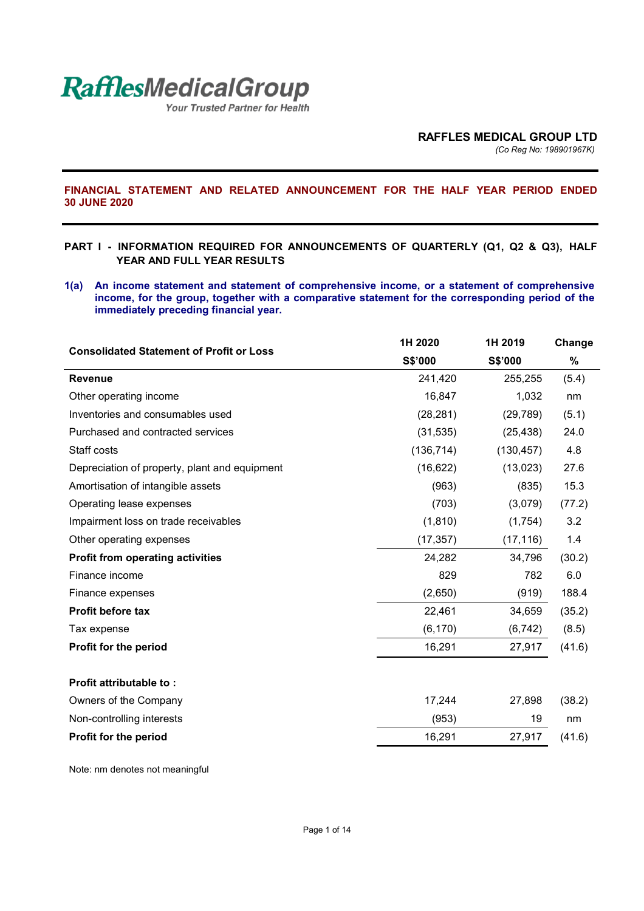**RafflesMedicalGroup**
*Your Trusted Partner for Health*

**RAFFLES MEDICAL GROUP LTD**
*(Co Reg No: 198901967K)*

**FINANCIAL STATEMENT AND RELATED ANNOUNCEMENT FOR THE HALF YEAR PERIOD ENDED 30 JUNE 2020**

**PART I - INFORMATION REQUIRED FOR ANNOUNCEMENTS OF QUARTERLY (Q1, Q2 & Q3), HALF YEAR AND FULL YEAR RESULTS**

**1(a) An income statement and statement of comprehensive income, or a statement of comprehensive income, for the group, together with a comparative statement for the corresponding period of the immediately preceding financial year.**

| Consolidated Statement of Profit or Loss | 1H 2020 | 1H 2019 | Change |
|---|---|---|---|
| | S$'000 | S$'000 | % |
| **Revenue** | 241,420 | 255,255 | (5.4) |
| Other operating income | 16,847 | 1,032 | nm |
| Inventories and consumables used | (28,281) | (29,789) | (5.1) |
| Purchased and contracted services | (31,535) | (25,438) | 24.0 |
| Staff costs | (136,714) | (130,457) | 4.8 |
| Depreciation of property, plant and equipment | (16,622) | (13,023) | 27.6 |
| Amortisation of intangible assets | (963) | (835) | 15.3 |
| Operating lease expenses | (703) | (3,079) | (77.2) |
| Impairment loss on trade receivables | (1,810) | (1,754) | 3.2 |
| Other operating expenses | (17,357) | (17,116) | 1.4 |
| **Profit from operating activities** | 24,282 | 34,796 | (30.2) |
| Finance income | 829 | 782 | 6.0 |
| Finance expenses | (2,650) | (919) | 188.4 |
| **Profit before tax** | 22,461 | 34,659 | (35.2) |
| Tax expense | (6,170) | (6,742) | (8.5) |
| **Profit for the period** | 16,291 | 27,917 | (41.6) |
| | | | |
| **Profit attributable to :** | | | |
| Owners of the Company | 17,244 | 27,898 | (38.2) |
| Non-controlling interests | (953) | 19 | nm |
| **Profit for the period** | 16,291 | 27,917 | (41.6) |

Note: nm denotes not meaningful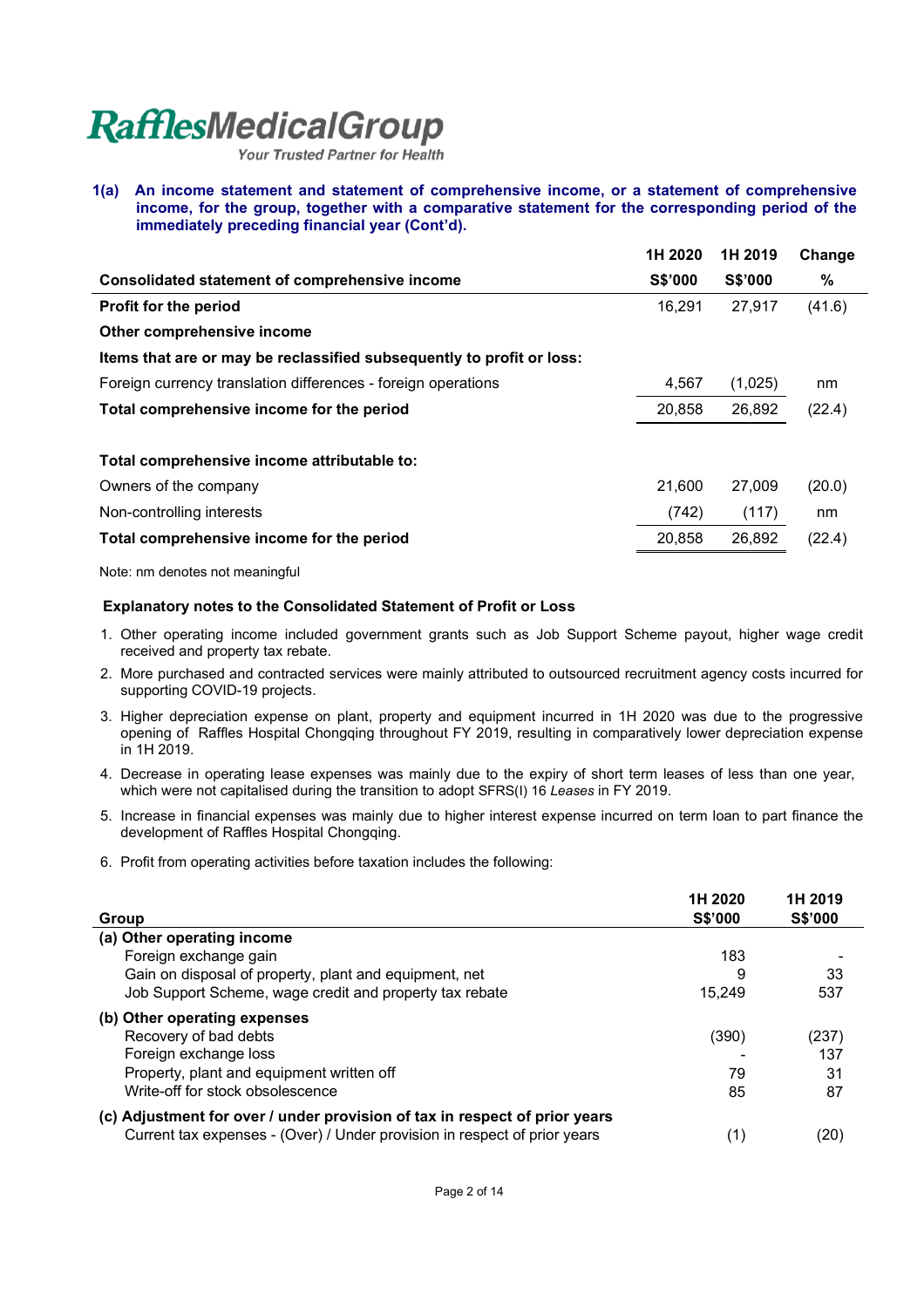# RafflesMedicalGroup

*Your Trusted Partner for Health*

**1(a) An income statement and statement of comprehensive income, or a statement of comprehensive income, for the group, together with a comparative statement for the corresponding period of the immediately preceding financial year (Cont'd).**

| Consolidated statement of comprehensive income | 1H 2020 S$'000 | 1H 2019 S$'000 | Change % |
|---|---|---|---|
| **Profit for the period** | 16,291 | 27,917 | (41.6) |
| **Other comprehensive income** | | | |
| **Items that are or may be reclassified subsequently to profit or loss:** | | | |
| Foreign currency translation differences - foreign operations | 4,567 | (1,025) | nm |
| **Total comprehensive income for the period** | 20,858 | 26,892 | (22.4) |
| | | | |
| **Total comprehensive income attributable to:** | | | |
| Owners of the company | 21,600 | 27,009 | (20.0) |
| Non-controlling interests | (742) | (117) | nm |
| **Total comprehensive income for the period** | 20,858 | 26,892 | (22.4) |

Note: nm denotes not meaningful

**Explanatory notes to the Consolidated Statement of Profit or Loss**

1. Other operating income included government grants such as Job Support Scheme payout, higher wage credit received and property tax rebate.
2. More purchased and contracted services were mainly attributed to outsourced recruitment agency costs incurred for supporting COVID-19 projects.
3. Higher depreciation expense on plant, property and equipment incurred in 1H 2020 was due to the progressive opening of Raffles Hospital Chongqing throughout FY 2019, resulting in comparatively lower depreciation expense in 1H 2019.
4. Decrease in operating lease expenses was mainly due to the expiry of short term leases of less than one year, which were not capitalised during the transition to adopt SFRS(I) 16 *Leases* in FY 2019.
5. Increase in financial expenses was mainly due to higher interest expense incurred on term loan to part finance the development of Raffles Hospital Chongqing.
6. Profit from operating activities before taxation includes the following:

| Group | 1H 2020 S$'000 | 1H 2019 S$'000 |
|---|---|---|
| **(a) Other operating income** | | |
| Foreign exchange gain | 183 | - |
| Gain on disposal of property, plant and equipment, net | 9 | 33 |
| Job Support Scheme, wage credit and property tax rebate | 15,249 | 537 |
| **(b) Other operating expenses** | | |
| Recovery of bad debts | (390) | (237) |
| Foreign exchange loss | - | 137 |
| Property, plant and equipment written off | 79 | 31 |
| Write-off for stock obsolescence | 85 | 87 |
| **(c) Adjustment for over / under provision of tax in respect of prior years** | | |
| Current tax expenses - (Over) / Under provision in respect of prior years | (1) | (20) |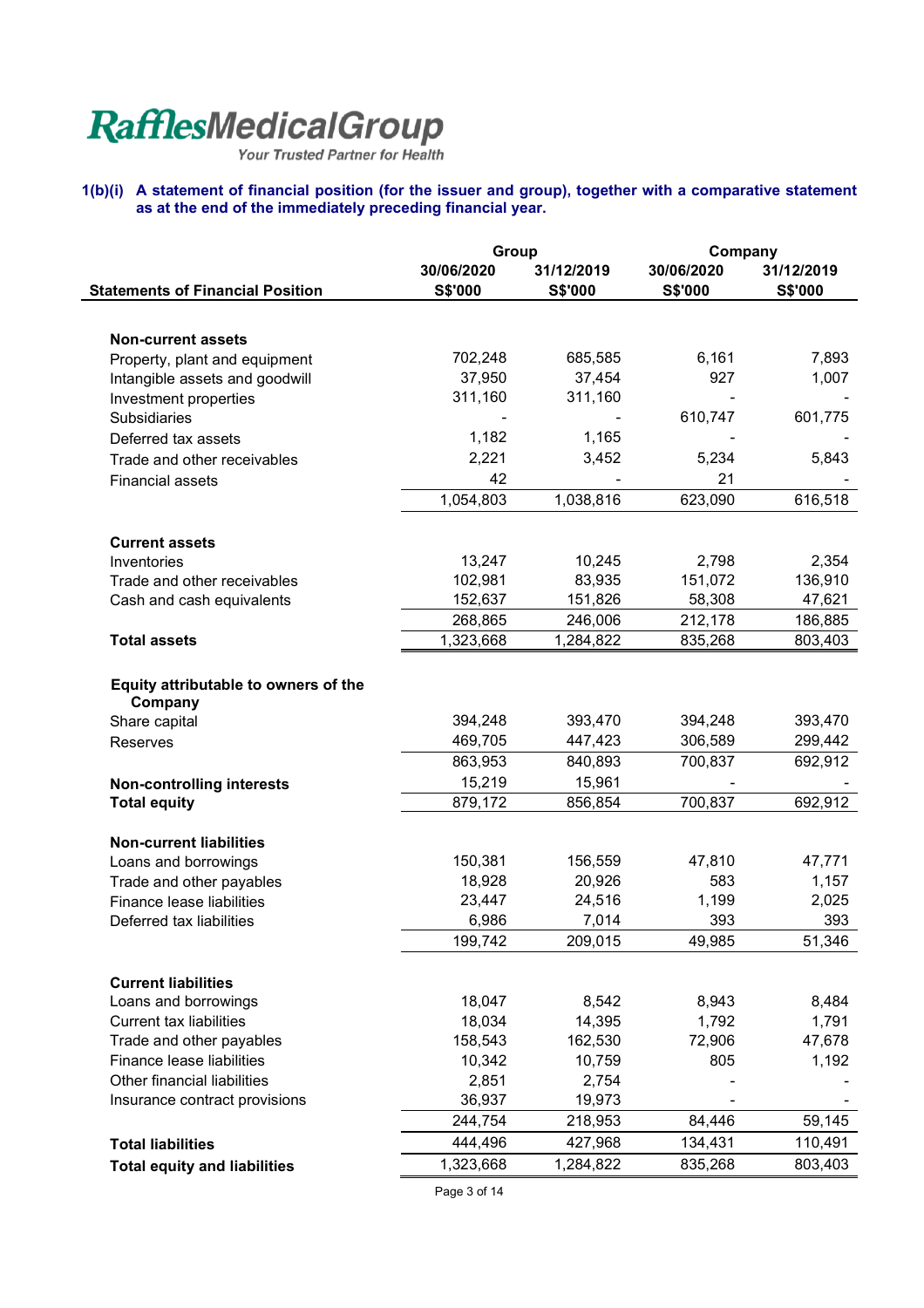**RafflesMedicalGroup**
*Your Trusted Partner for Health*

### 1(b)(i) A statement of financial position (for the issuer and group), together with a comparative statement as at the end of the immediately preceding financial year.

| Statements of Financial Position | Group 30/06/2020 S$'000 | Group 31/12/2019 S$'000 | Company 30/06/2020 S$'000 | Company 31/12/2019 S$'000 |
|---|---|---|---|---|
| **Non-current assets** | | | | |
| Property, plant and equipment | 702,248 | 685,585 | 6,161 | 7,893 |
| Intangible assets and goodwill | 37,950 | 37,454 | 927 | 1,007 |
| Investment properties | 311,160 | 311,160 | - | - |
| Subsidiaries | - | - | 610,747 | 601,775 |
| Deferred tax assets | 1,182 | 1,165 | - | - |
| Trade and other receivables | 2,221 | 3,452 | 5,234 | 5,843 |
| Financial assets | 42 | - | 21 | - |
| | 1,054,803 | 1,038,816 | 623,090 | 616,518 |
| **Current assets** | | | | |
| Inventories | 13,247 | 10,245 | 2,798 | 2,354 |
| Trade and other receivables | 102,981 | 83,935 | 151,072 | 136,910 |
| Cash and cash equivalents | 152,637 | 151,826 | 58,308 | 47,621 |
| | 268,865 | 246,006 | 212,178 | 186,885 |
| **Total assets** | 1,323,668 | 1,284,822 | 835,268 | 803,403 |
| **Equity attributable to owners of the Company** | | | | |
| Share capital | 394,248 | 393,470 | 394,248 | 393,470 |
| Reserves | 469,705 | 447,423 | 306,589 | 299,442 |
| | 863,953 | 840,893 | 700,837 | 692,912 |
| **Non-controlling interests** | 15,219 | 15,961 | - | - |
| **Total equity** | 879,172 | 856,854 | 700,837 | 692,912 |
| **Non-current liabilities** | | | | |
| Loans and borrowings | 150,381 | 156,559 | 47,810 | 47,771 |
| Trade and other payables | 18,928 | 20,926 | 583 | 1,157 |
| Finance lease liabilities | 23,447 | 24,516 | 1,199 | 2,025 |
| Deferred tax liabilities | 6,986 | 7,014 | 393 | 393 |
| | 199,742 | 209,015 | 49,985 | 51,346 |
| **Current liabilities** | | | | |
| Loans and borrowings | 18,047 | 8,542 | 8,943 | 8,484 |
| Current tax liabilities | 18,034 | 14,395 | 1,792 | 1,791 |
| Trade and other payables | 158,543 | 162,530 | 72,906 | 47,678 |
| Finance lease liabilities | 10,342 | 10,759 | 805 | 1,192 |
| Other financial liabilities | 2,851 | 2,754 | - | - |
| Insurance contract provisions | 36,937 | 19,973 | - | - |
| | 244,754 | 218,953 | 84,446 | 59,145 |
| **Total liabilities** | 444,496 | 427,968 | 134,431 | 110,491 |
| **Total equity and liabilities** | 1,323,668 | 1,284,822 | 835,268 | 803,403 |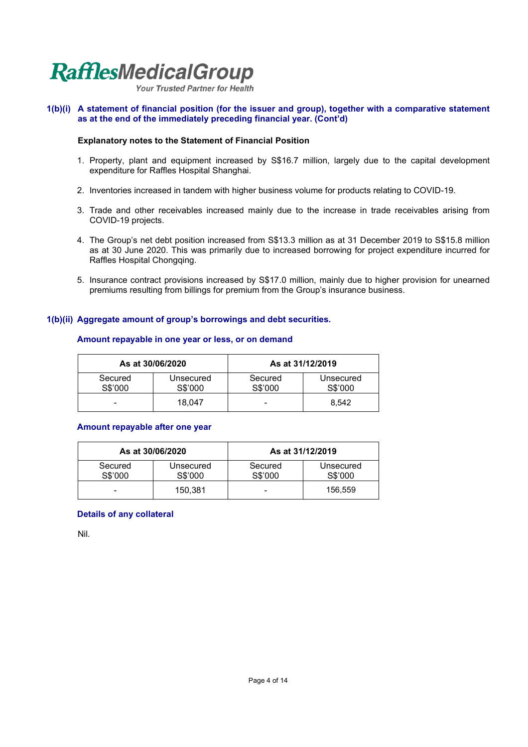**1(b)(i) A statement of financial position (for the issuer and group), together with a comparative statement as at the end of the immediately preceding financial year. (Cont'd)**

**Explanatory notes to the Statement of Financial Position**

1. Property, plant and equipment increased by S$16.7 million, largely due to the capital development expenditure for Raffles Hospital Shanghai.

2. Inventories increased in tandem with higher business volume for products relating to COVID-19.

3. Trade and other receivables increased mainly due to the increase in trade receivables arising from COVID-19 projects.

4. The Group's net debt position increased from S$13.3 million as at 31 December 2019 to S$15.8 million as at 30 June 2020. This was primarily due to increased borrowing for project expenditure incurred for Raffles Hospital Chongqing.

5. Insurance contract provisions increased by S$17.0 million, mainly due to higher provision for unearned premiums resulting from billings for premium from the Group's insurance business.

**1(b)(ii) Aggregate amount of group's borrowings and debt securities.**

**Amount repayable in one year or less, or on demand**

| As at 30/06/2020 | | As at 31/12/2019 | |
|---|---|---|---|
| Secured S$'000 | Unsecured S$'000 | Secured S$'000 | Unsecured S$'000 |
| - | 18,047 | - | 8,542 |

**Amount repayable after one year**

| As at 30/06/2020 | | As at 31/12/2019 | |
|---|---|---|---|
| Secured S$'000 | Unsecured S$'000 | Secured S$'000 | Unsecured S$'000 |
| - | 150,381 | - | 156,559 |

**Details of any collateral**

Nil.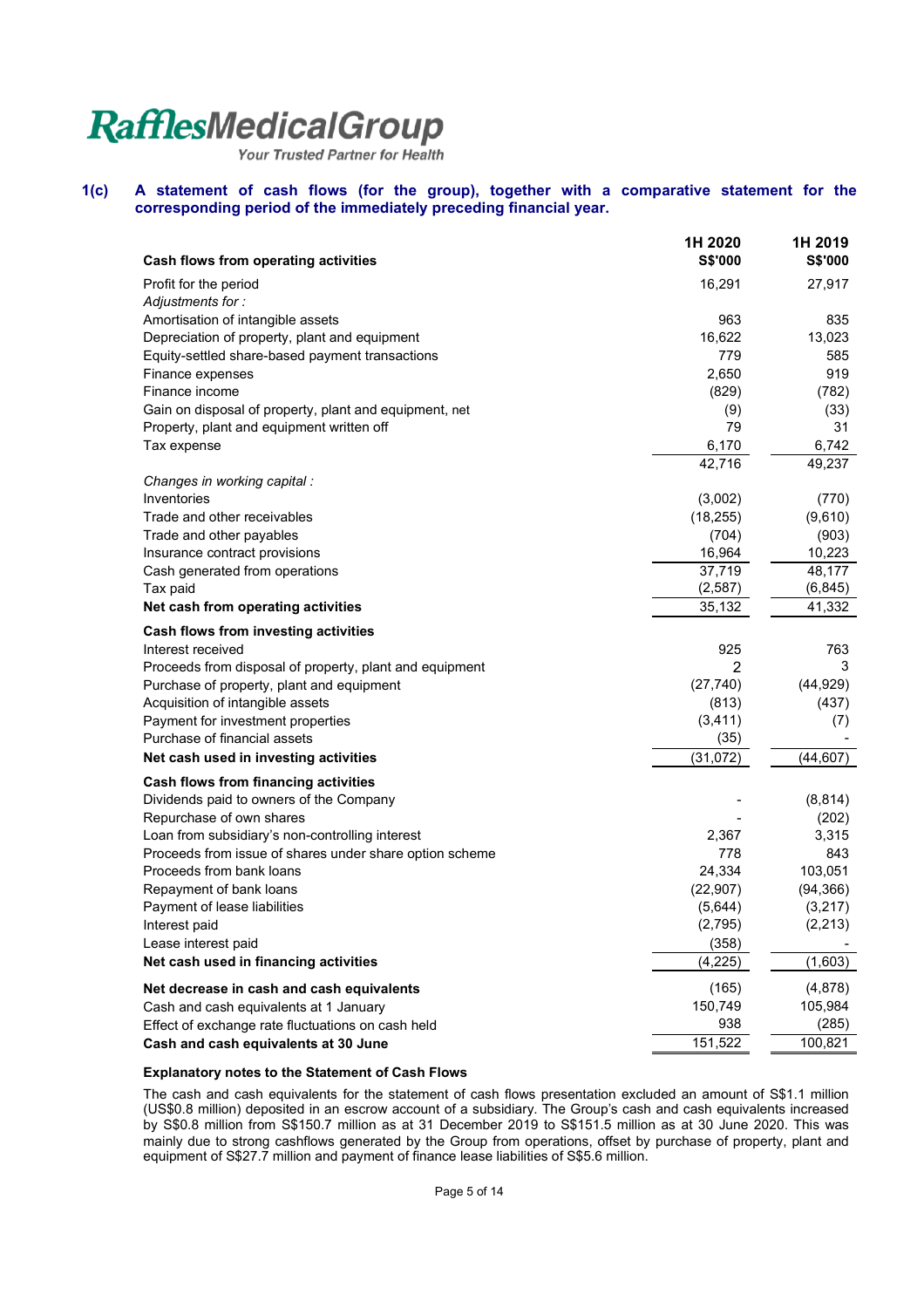# RafflesMedicalGroup

*Your Trusted Partner for Health*

**1(c) A statement of cash flows (for the group), together with a comparative statement for the corresponding period of the immediately preceding financial year.**

| | 1H 2020 | 1H 2019 |
|---|---|---|
| **Cash flows from operating activities** | **S$'000** | **S$'000** |
| Profit for the period | 16,291 | 27,917 |
| *Adjustments for :* | | |
| Amortisation of intangible assets | 963 | 835 |
| Depreciation of property, plant and equipment | 16,622 | 13,023 |
| Equity-settled share-based payment transactions | 779 | 585 |
| Finance expenses | 2,650 | 919 |
| Finance income | (829) | (782) |
| Gain on disposal of property, plant and equipment, net | (9) | (33) |
| Property, plant and equipment written off | 79 | 31 |
| Tax expense | 6,170 | 6,742 |
| | 42,716 | 49,237 |
| *Changes in working capital :* | | |
| Inventories | (3,002) | (770) |
| Trade and other receivables | (18,255) | (9,610) |
| Trade and other payables | (704) | (903) |
| Insurance contract provisions | 16,964 | 10,223 |
| Cash generated from operations | 37,719 | 48,177 |
| Tax paid | (2,587) | (6,845) |
| **Net cash from operating activities** | 35,132 | 41,332 |
| **Cash flows from investing activities** | | |
| Interest received | 925 | 763 |
| Proceeds from disposal of property, plant and equipment | 2 | 3 |
| Purchase of property, plant and equipment | (27,740) | (44,929) |
| Acquisition of intangible assets | (813) | (437) |
| Payment for investment properties | (3,411) | (7) |
| Purchase of financial assets | (35) | - |
| **Net cash used in investing activities** | (31,072) | (44,607) |
| **Cash flows from financing activities** | | |
| Dividends paid to owners of the Company | - | (8,814) |
| Repurchase of own shares | - | (202) |
| Loan from subsidiary's non-controlling interest | 2,367 | 3,315 |
| Proceeds from issue of shares under share option scheme | 778 | 843 |
| Proceeds from bank loans | 24,334 | 103,051 |
| Repayment of bank loans | (22,907) | (94,366) |
| Payment of lease liabilities | (5,644) | (3,217) |
| Interest paid | (2,795) | (2,213) |
| Lease interest paid | (358) | - |
| **Net cash used in financing activities** | (4,225) | (1,603) |
| **Net decrease in cash and cash equivalents** | (165) | (4,878) |
| Cash and cash equivalents at 1 January | 150,749 | 105,984 |
| Effect of exchange rate fluctuations on cash held | 938 | (285) |
| **Cash and cash equivalents at 30 June** | 151,522 | 100,821 |

**Explanatory notes to the Statement of Cash Flows**

The cash and cash equivalents for the statement of cash flows presentation excluded an amount of S$1.1 million (US$0.8 million) deposited in an escrow account of a subsidiary. The Group's cash and cash equivalents increased by S$0.8 million from S$150.7 million as at 31 December 2019 to S$151.5 million as at 30 June 2020. This was mainly due to strong cashflows generated by the Group from operations, offset by purchase of property, plant and equipment of S$27.7 million and payment of finance lease liabilities of S$5.6 million.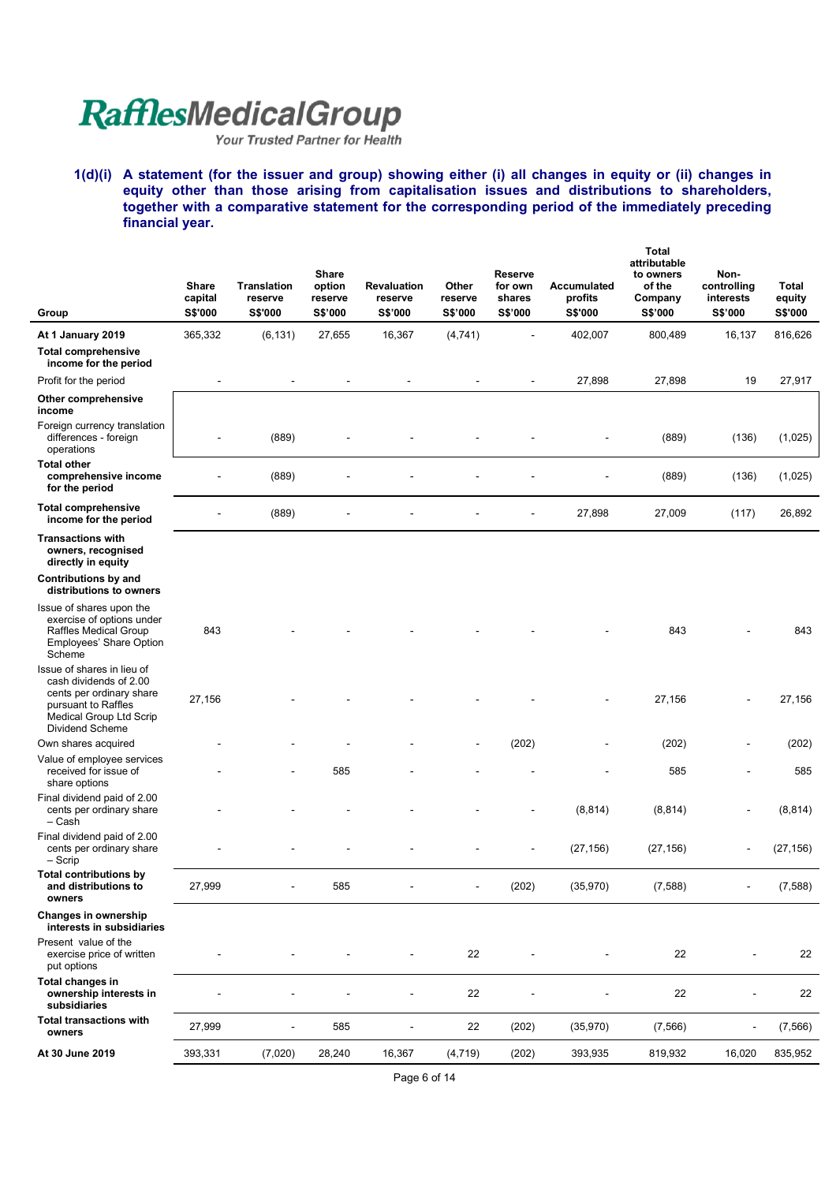**1(d)(i) A statement (for the issuer and group) showing either (i) all changes in equity or (ii) changes in equity other than those arising from capitalisation issues and distributions to shareholders, together with a comparative statement for the corresponding period of the immediately preceding financial year.**

| Group | Share capital S$'000 | Translation reserve S$'000 | Share option reserve S$'000 | Revaluation reserve S$'000 | Other reserve S$'000 | Reserve for own shares S$'000 | Accumulated profits S$'000 | Total attributable to owners of the Company S$'000 | Non-controlling interests S$'000 | Total equity S$'000 |
|---|---|---|---|---|---|---|---|---|---|---|
| **At 1 January 2019** | 365,332 | (6,131) | 27,655 | 16,367 | (4,741) | - | 402,007 | 800,489 | 16,137 | 816,626 |
| **Total comprehensive income for the period** | | | | | | | | | | |
| Profit for the period | - | - | - | - | - | - | 27,898 | 27,898 | 19 | 27,917 |
| **Other comprehensive income** | | | | | | | | | | |
| Foreign currency translation differences - foreign operations | - | (889) | - | - | - | - | - | (889) | (136) | (1,025) |
| **Total other comprehensive income for the period** | - | (889) | - | - | - | - | - | (889) | (136) | (1,025) |
| **Total comprehensive income for the period** | - | (889) | - | - | - | - | 27,898 | 27,009 | (117) | 26,892 |
| **Transactions with owners, recognised directly in equity** | | | | | | | | | | |
| **Contributions by and distributions to owners** | | | | | | | | | | |
| Issue of shares upon the exercise of options under Raffles Medical Group Employees' Share Option Scheme | 843 | - | - | - | - | - | - | 843 | - | 843 |
| Issue of shares in lieu of cash dividends of 2.00 cents per ordinary share pursuant to Raffles Medical Group Ltd Scrip Dividend Scheme | 27,156 | - | - | - | - | - | - | 27,156 | - | 27,156 |
| Own shares acquired | - | - | - | - | - | (202) | - | (202) | - | (202) |
| Value of employee services received for issue of share options | - | - | 585 | - | - | - | - | 585 | - | 585 |
| Final dividend paid of 2.00 cents per ordinary share – Cash | - | - | - | - | - | - | (8,814) | (8,814) | - | (8,814) |
| Final dividend paid of 2.00 cents per ordinary share – Scrip | - | - | - | - | - | - | (27,156) | (27,156) | - | (27,156) |
| **Total contributions by and distributions to owners** | 27,999 | - | 585 | - | - | (202) | (35,970) | (7,588) | - | (7,588) |
| **Changes in ownership interests in subsidiaries** | | | | | | | | | | |
| Present value of the exercise price of written put options | - | - | - | - | 22 | - | - | 22 | - | 22 |
| **Total changes in ownership interests in subsidiaries** | - | - | - | - | 22 | - | - | 22 | - | 22 |
| **Total transactions with owners** | 27,999 | - | 585 | - | 22 | (202) | (35,970) | (7,566) | - | (7,566) |
| **At 30 June 2019** | 393,331 | (7,020) | 28,240 | 16,367 | (4,719) | (202) | 393,935 | 819,932 | 16,020 | 835,952 |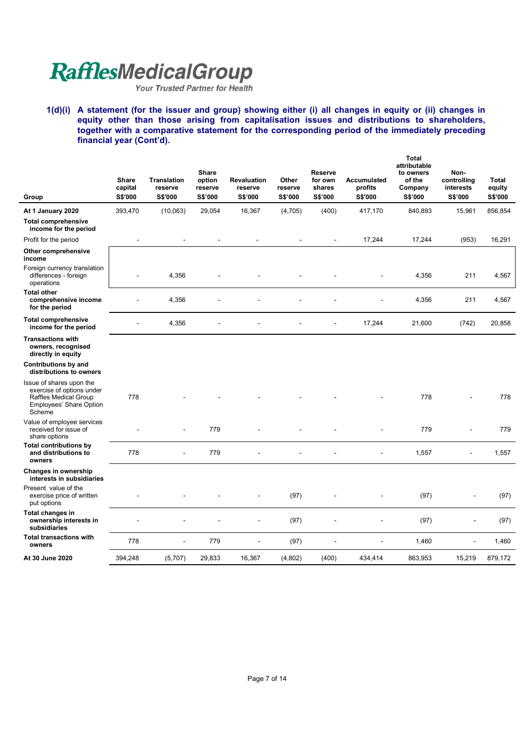**1(d)(i) A statement (for the issuer and group) showing either (i) all changes in equity or (ii) changes in equity other than those arising from capitalisation issues and distributions to shareholders, together with a comparative statement for the corresponding period of the immediately preceding financial year (Cont'd).**

| Group | Share capital S$'000 | Translation reserve S$'000 | Share option reserve S$'000 | Revaluation reserve S$'000 | Other reserve S$'000 | Reserve for own shares S$'000 | Accumulated profits S$'000 | Total attributable to owners of the Company S$'000 | Non-controlling interests S$'000 | Total equity S$'000 |
|---|---|---|---|---|---|---|---|---|---|---|
| **At 1 January 2020** | 393,470 | (10,063) | 29,054 | 16,367 | (4,705) | (400) | 417,170 | 840,893 | 15,961 | 856,854 |
| **Total comprehensive income for the period** | | | | | | | | | | |
| Profit for the period | - | - | - | - | - | - | 17,244 | 17,244 | (953) | 16,291 |
| **Other comprehensive income** | | | | | | | | | | |
| Foreign currency translation differences - foreign operations | - | 4,356 | - | - | - | - | - | 4,356 | 211 | 4,567 |
| **Total other comprehensive income for the period** | - | 4,356 | - | - | - | - | - | 4,356 | 211 | 4,567 |
| **Total comprehensive income for the period** | - | 4,356 | - | - | - | - | 17,244 | 21,600 | (742) | 20,858 |
| **Transactions with owners, recognised directly in equity** | | | | | | | | | | |
| **Contributions by and distributions to owners** | | | | | | | | | | |
| Issue of shares upon the exercise of options under Raffles Medical Group Employees' Share Option Scheme | 778 | - | - | - | - | - | - | 778 | - | 778 |
| Value of employee services received for issue of share options | - | - | 779 | - | - | - | - | 779 | - | 779 |
| **Total contributions by and distributions to owners** | 778 | - | 779 | - | - | - | - | 1,557 | - | 1,557 |
| **Changes in ownership interests in subsidiaries** | | | | | | | | | | |
| Present value of the exercise price of written put options | - | - | - | - | (97) | - | - | (97) | - | (97) |
| **Total changes in ownership interests in subsidiaries** | - | - | - | - | (97) | - | - | (97) | - | (97) |
| **Total transactions with owners** | 778 | - | 779 | - | (97) | - | - | 1,460 | - | 1,460 |
| **At 30 June 2020** | 394,248 | (5,707) | 29,833 | 16,367 | (4,802) | (400) | 434,414 | 863,953 | 15,219 | 879,172 |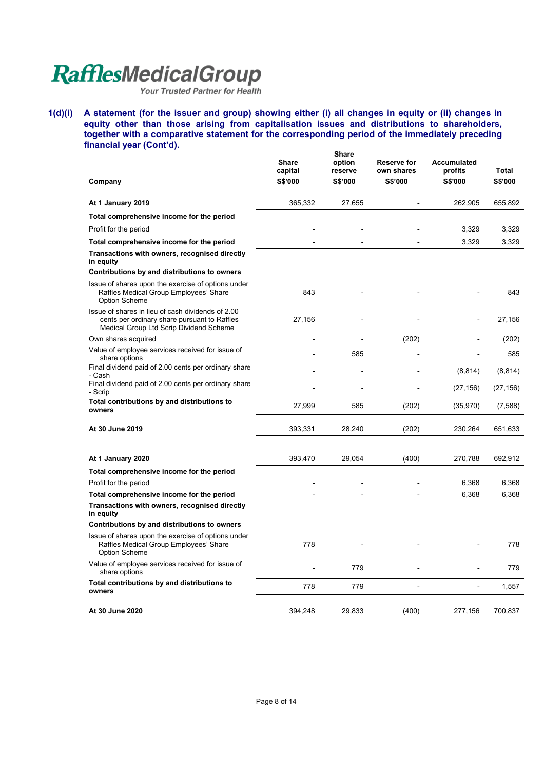**Raffles Medical Group**
*Your Trusted Partner for Health*

**1(d)(i) A statement (for the issuer and group) showing either (i) all changes in equity or (ii) changes in equity other than those arising from capitalisation issues and distributions to shareholders, together with a comparative statement for the corresponding period of the immediately preceding financial year (Cont'd).**

| Company | Share capital S$'000 | Share option reserve S$'000 | Reserve for own shares S$'000 | Accumulated profits S$'000 | Total S$'000 |
|---|---|---|---|---|---|
| **At 1 January 2019** | 365,332 | 27,655 | - | 262,905 | 655,892 |
| **Total comprehensive income for the period** | | | | | |
| Profit for the period | - | - | - | 3,329 | 3,329 |
| **Total comprehensive income for the period** | - | - | - | 3,329 | 3,329 |
| **Transactions with owners, recognised directly in equity** | | | | | |
| **Contributions by and distributions to owners** | | | | | |
| Issue of shares upon the exercise of options under Raffles Medical Group Employees' Share Option Scheme | 843 | - | - | - | 843 |
| Issue of shares in lieu of cash dividends of 2.00 cents per ordinary share pursuant to Raffles Medical Group Ltd Scrip Dividend Scheme | 27,156 | - | - | - | 27,156 |
| Own shares acquired | - | - | (202) | - | (202) |
| Value of employee services received for issue of share options | - | 585 | - | - | 585 |
| Final dividend paid of 2.00 cents per ordinary share - Cash | - | - | - | (8,814) | (8,814) |
| Final dividend paid of 2.00 cents per ordinary share - Scrip | - | - | - | (27,156) | (27,156) |
| **Total contributions by and distributions to owners** | 27,999 | 585 | (202) | (35,970) | (7,588) |
| **At 30 June 2019** | 393,331 | 28,240 | (202) | 230,264 | 651,633 |
| | | | | | |
| **At 1 January 2020** | 393,470 | 29,054 | (400) | 270,788 | 692,912 |
| **Total comprehensive income for the period** | | | | | |
| Profit for the period | - | - | - | 6,368 | 6,368 |
| **Total comprehensive income for the period** | - | - | - | 6,368 | 6,368 |
| **Transactions with owners, recognised directly in equity** | | | | | |
| **Contributions by and distributions to owners** | | | | | |
| Issue of shares upon the exercise of options under Raffles Medical Group Employees' Share Option Scheme | 778 | - | - | - | 778 |
| Value of employee services received for issue of share options | - | 779 | - | - | 779 |
| **Total contributions by and distributions to owners** | 778 | 779 | - | - | 1,557 |
| **At 30 June 2020** | 394,248 | 29,833 | (400) | 277,156 | 700,837 |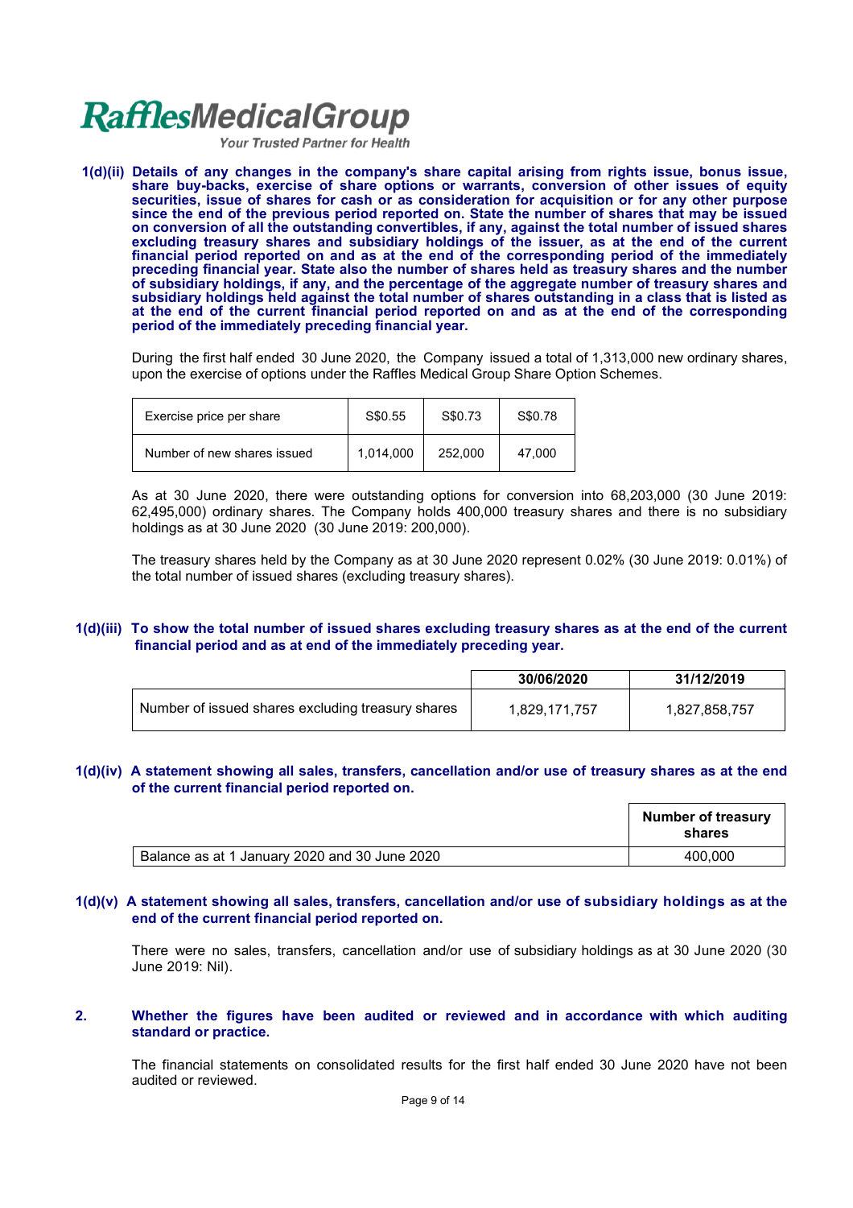**1(d)(ii) Details of any changes in the company's share capital arising from rights issue, bonus issue, share buy-backs, exercise of share options or warrants, conversion of other issues of equity securities, issue of shares for cash or as consideration for acquisition or for any other purpose since the end of the previous period reported on. State the number of shares that may be issued on conversion of all the outstanding convertibles, if any, against the total number of issued shares excluding treasury shares and subsidiary holdings of the issuer, as at the end of the current financial period reported on and as at the end of the corresponding period of the immediately preceding financial year. State also the number of shares held as treasury shares and the number of subsidiary holdings, if any, and the percentage of the aggregate number of treasury shares and subsidiary holdings held against the total number of shares outstanding in a class that is listed as at the end of the current financial period reported on and as at the end of the corresponding period of the immediately preceding financial year.**

During the first half ended 30 June 2020, the Company issued a total of 1,313,000 new ordinary shares, upon the exercise of options under the Raffles Medical Group Share Option Schemes.

| Exercise price per share | S$0.55 | S$0.73 | S$0.78 |
|---|---|---|---|
| Number of new shares issued | 1,014,000 | 252,000 | 47,000 |

As at 30 June 2020, there were outstanding options for conversion into 68,203,000 (30 June 2019: 62,495,000) ordinary shares. The Company holds 400,000 treasury shares and there is no subsidiary holdings as at 30 June 2020 (30 June 2019: 200,000).

The treasury shares held by the Company as at 30 June 2020 represent 0.02% (30 June 2019: 0.01%) of the total number of issued shares (excluding treasury shares).

**1(d)(iii) To show the total number of issued shares excluding treasury shares as at the end of the current financial period and as at end of the immediately preceding year.**

| | 30/06/2020 | 31/12/2019 |
|---|---|---|
| Number of issued shares excluding treasury shares | 1,829,171,757 | 1,827,858,757 |

**1(d)(iv) A statement showing all sales, transfers, cancellation and/or use of treasury shares as at the end of the current financial period reported on.**

| | Number of treasury shares |
|---|---|
| Balance as at 1 January 2020 and 30 June 2020 | 400,000 |

**1(d)(v) A statement showing all sales, transfers, cancellation and/or use of subsidiary holdings as at the end of the current financial period reported on.**

There were no sales, transfers, cancellation and/or use of subsidiary holdings as at 30 June 2020 (30 June 2019: Nil).

**2. Whether the figures have been audited or reviewed and in accordance with which auditing standard or practice.**

The financial statements on consolidated results for the first half ended 30 June 2020 have not been audited or reviewed.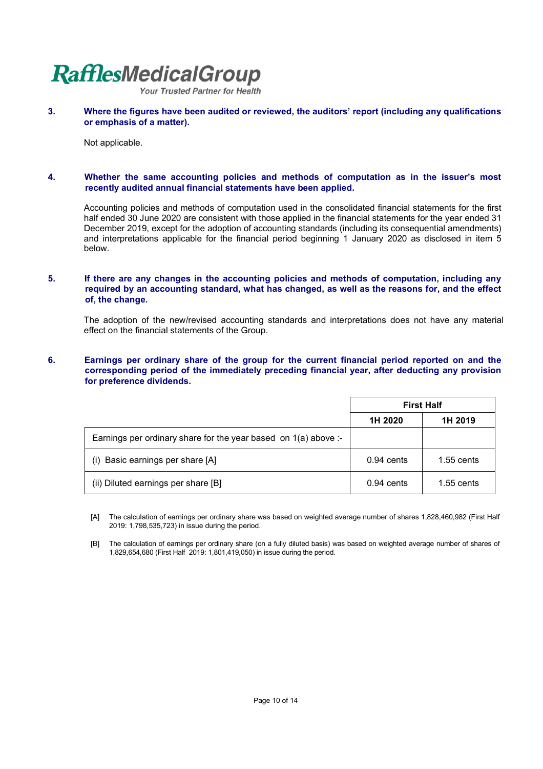**3. Where the figures have been audited or reviewed, the auditors' report (including any qualifications or emphasis of a matter).**

Not applicable.

**4. Whether the same accounting policies and methods of computation as in the issuer's most recently audited annual financial statements have been applied.**

Accounting policies and methods of computation used in the consolidated financial statements for the first half ended 30 June 2020 are consistent with those applied in the financial statements for the year ended 31 December 2019, except for the adoption of accounting standards (including its consequential amendments) and interpretations applicable for the financial period beginning 1 January 2020 as disclosed in item 5 below.

**5. If there are any changes in the accounting policies and methods of computation, including any required by an accounting standard, what has changed, as well as the reasons for, and the effect of, the change.**

The adoption of the new/revised accounting standards and interpretations does not have any material effect on the financial statements of the Group.

**6. Earnings per ordinary share of the group for the current financial period reported on and the corresponding period of the immediately preceding financial year, after deducting any provision for preference dividends.**

| | First Half | |
|---|---|---|
| | 1H 2020 | 1H 2019 |
| Earnings per ordinary share for the year based on 1(a) above :- | | |
| (i) Basic earnings per share [A] | 0.94 cents | 1.55 cents |
| (ii) Diluted earnings per share [B] | 0.94 cents | 1.55 cents |

[A] The calculation of earnings per ordinary share was based on weighted average number of shares 1,828,460,982 (First Half 2019: 1,798,535,723) in issue during the period.

[B] The calculation of earnings per ordinary share (on a fully diluted basis) was based on weighted average number of shares of 1,829,654,680 (First Half 2019: 1,801,419,050) in issue during the period.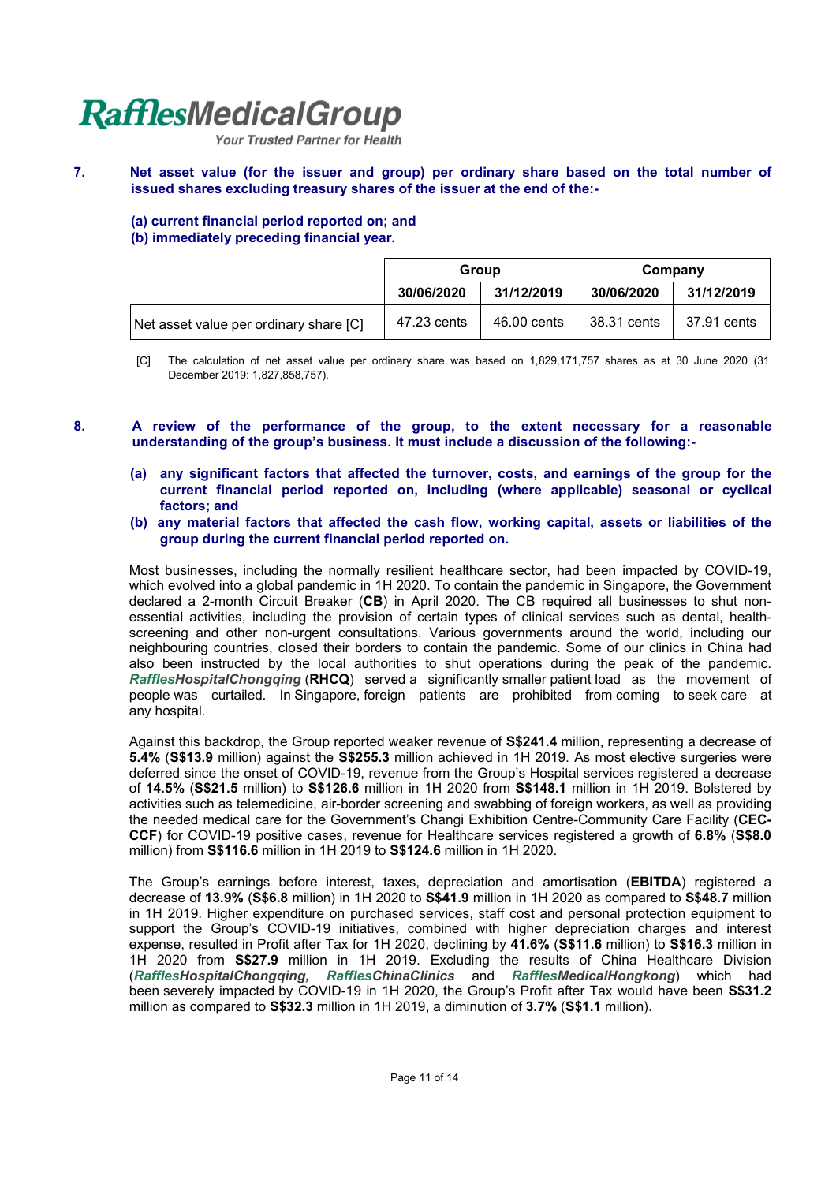**7. Net asset value (for the issuer and group) per ordinary share based on the total number of issued shares excluding treasury shares of the issuer at the end of the:-**

**(a) current financial period reported on; and**
**(b) immediately preceding financial year.**

| | Group | | Company | |
|---|---|---|---|---|
| | 30/06/2020 | 31/12/2019 | 30/06/2020 | 31/12/2019 |
| Net asset value per ordinary share [C] | 47.23 cents | 46.00 cents | 38.31 cents | 37.91 cents |

[C] The calculation of net asset value per ordinary share was based on 1,829,171,757 shares as at 30 June 2020 (31 December 2019: 1,827,858,757).

**8. A review of the performance of the group, to the extent necessary for a reasonable understanding of the group's business. It must include a discussion of the following:-**

**(a) any significant factors that affected the turnover, costs, and earnings of the group for the current financial period reported on, including (where applicable) seasonal or cyclical factors; and**
**(b) any material factors that affected the cash flow, working capital, assets or liabilities of the group during the current financial period reported on.**

Most businesses, including the normally resilient healthcare sector, had been impacted by COVID-19, which evolved into a global pandemic in 1H 2020. To contain the pandemic in Singapore, the Government declared a 2-month Circuit Breaker (**CB**) in April 2020. The CB required all businesses to shut non-essential activities, including the provision of certain types of clinical services such as dental, health-screening and other non-urgent consultations. Various governments around the world, including our neighbouring countries, closed their borders to contain the pandemic. Some of our clinics in China had also been instructed by the local authorities to shut operations during the peak of the pandemic. ***RafflesHospitalChongqing*** (**RHCQ**) served a significantly smaller patient load as the movement of people was curtailed. In Singapore, foreign patients are prohibited from coming to seek care at any hospital.

Against this backdrop, the Group reported weaker revenue of **S$241.4** million, representing a decrease of **5.4%** (**S$13.9** million) against the **S$255.3** million achieved in 1H 2019. As most elective surgeries were deferred since the onset of COVID-19, revenue from the Group's Hospital services registered a decrease of **14.5%** (**S$21.5** million) to **S$126.6** million in 1H 2020 from **S$148.1** million in 1H 2019. Bolstered by activities such as telemedicine, air-border screening and swabbing of foreign workers, as well as providing the needed medical care for the Government's Changi Exhibition Centre-Community Care Facility (**CEC-CCF**) for COVID-19 positive cases, revenue for Healthcare services registered a growth of **6.8%** (**S$8.0** million) from **S$116.6** million in 1H 2019 to **S$124.6** million in 1H 2020.

The Group's earnings before interest, taxes, depreciation and amortisation (**EBITDA**) registered a decrease of **13.9%** (**S$6.8** million) in 1H 2020 to **S$41.9** million in 1H 2020 as compared to **S$48.7** million in 1H 2019. Higher expenditure on purchased services, staff cost and personal protection equipment to support the Group's COVID-19 initiatives, combined with higher depreciation charges and interest expense, resulted in Profit after Tax for 1H 2020, declining by **41.6%** (**S$11.6** million) to **S$16.3** million in 1H 2020 from **S$27.9** million in 1H 2019. Excluding the results of China Healthcare Division (***RafflesHospitalChongqing, RafflesChinaClinics*** and ***RafflesMedicalHongkong***) which had been severely impacted by COVID-19 in 1H 2020, the Group's Profit after Tax would have been **S$31.2** million as compared to **S$32.3** million in 1H 2019, a diminution of **3.7%** (**S$1.1** million).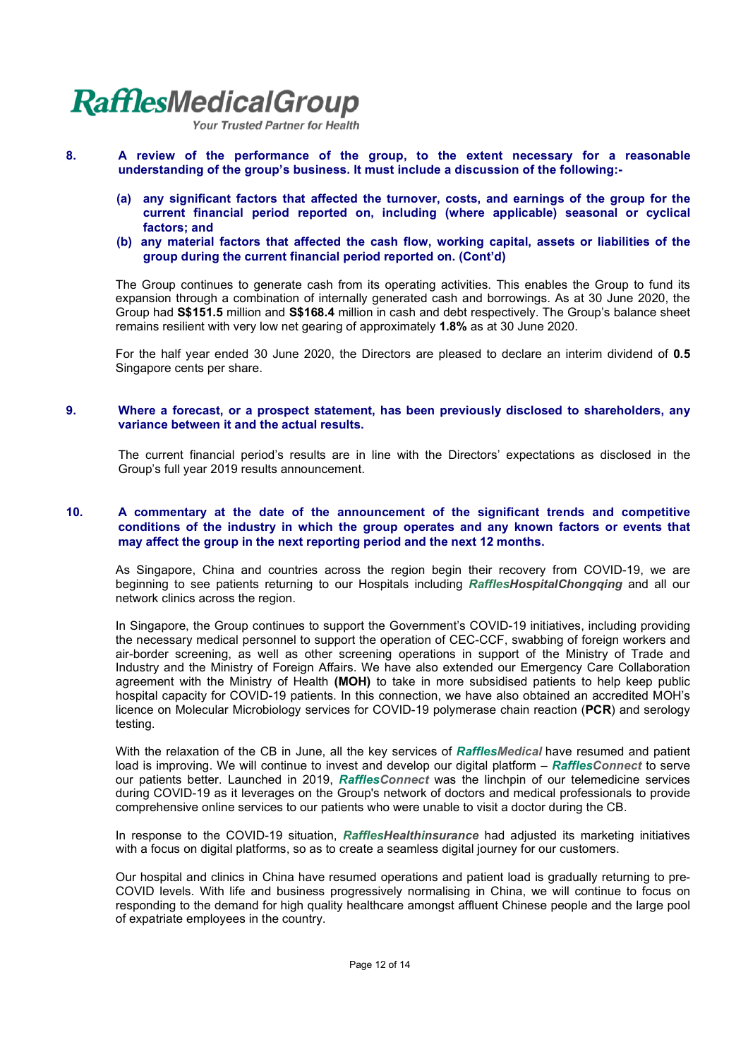**8. A review of the performance of the group, to the extent necessary for a reasonable understanding of the group's business. It must include a discussion of the following:-**

**(a) any significant factors that affected the turnover, costs, and earnings of the group for the current financial period reported on, including (where applicable) seasonal or cyclical factors; and**

**(b) any material factors that affected the cash flow, working capital, assets or liabilities of the group during the current financial period reported on. (Cont'd)**

The Group continues to generate cash from its operating activities. This enables the Group to fund its expansion through a combination of internally generated cash and borrowings. As at 30 June 2020, the Group had **S$151.5** million and **S$168.4** million in cash and debt respectively. The Group's balance sheet remains resilient with very low net gearing of approximately **1.8%** as at 30 June 2020.

For the half year ended 30 June 2020, the Directors are pleased to declare an interim dividend of **0.5** Singapore cents per share.

**9. Where a forecast, or a prospect statement, has been previously disclosed to shareholders, any variance between it and the actual results.**

The current financial period's results are in line with the Directors' expectations as disclosed in the Group's full year 2019 results announcement.

**10. A commentary at the date of the announcement of the significant trends and competitive conditions of the industry in which the group operates and any known factors or events that may affect the group in the next reporting period and the next 12 months.**

As Singapore, China and countries across the region begin their recovery from COVID-19, we are beginning to see patients returning to our Hospitals including ***RafflesHospitalChongqing*** and all our network clinics across the region.

In Singapore, the Group continues to support the Government's COVID-19 initiatives, including providing the necessary medical personnel to support the operation of CEC-CCF, swabbing of foreign workers and air-border screening, as well as other screening operations in support of the Ministry of Trade and Industry and the Ministry of Foreign Affairs. We have also extended our Emergency Care Collaboration agreement with the Ministry of Health **(MOH)** to take in more subsidised patients to help keep public hospital capacity for COVID-19 patients. In this connection, we have also obtained an accredited MOH's licence on Molecular Microbiology services for COVID-19 polymerase chain reaction (**PCR**) and serology testing.

With the relaxation of the CB in June, all the key services of ***RafflesMedical*** have resumed and patient load is improving. We will continue to invest and develop our digital platform – ***RafflesConnect*** to serve our patients better. Launched in 2019, ***RafflesConnect*** was the linchpin of our telemedicine services during COVID-19 as it leverages on the Group's network of doctors and medical professionals to provide comprehensive online services to our patients who were unable to visit a doctor during the CB.

In response to the COVID-19 situation, ***RafflesHealthinsurance*** had adjusted its marketing initiatives with a focus on digital platforms, so as to create a seamless digital journey for our customers.

Our hospital and clinics in China have resumed operations and patient load is gradually returning to pre-COVID levels. With life and business progressively normalising in China, we will continue to focus on responding to the demand for high quality healthcare amongst affluent Chinese people and the large pool of expatriate employees in the country.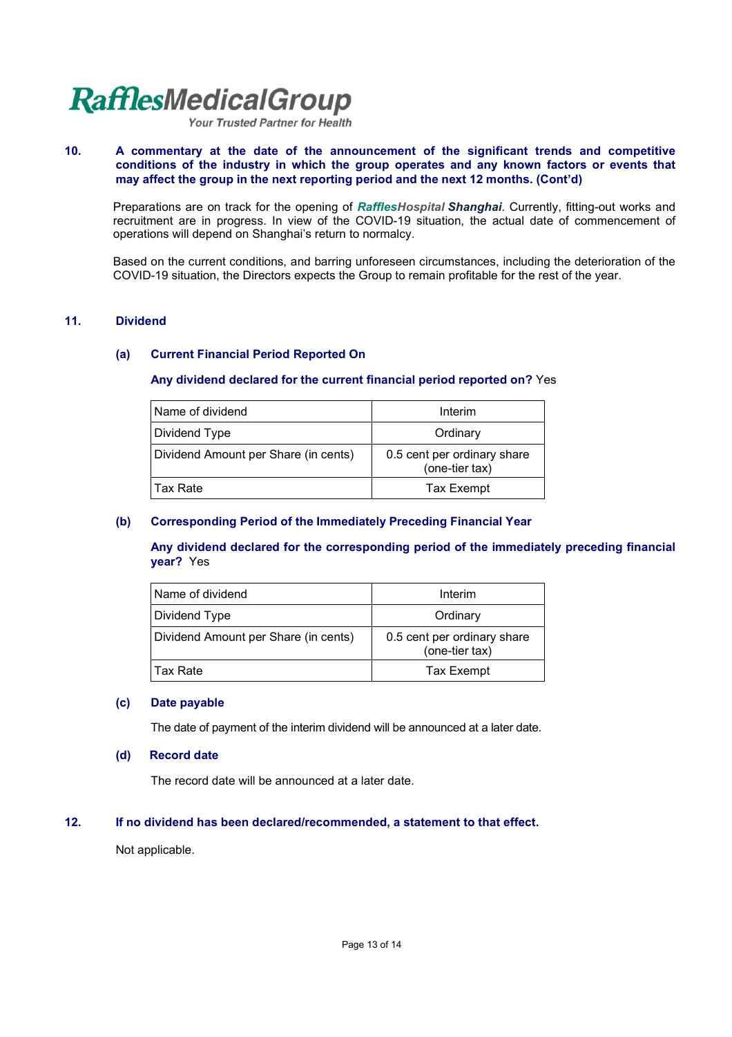**RafflesMedicalGroup**
*Your Trusted Partner for Health*

## 10. A commentary at the date of the announcement of the significant trends and competitive conditions of the industry in which the group operates and any known factors or events that may affect the group in the next reporting period and the next 12 months. (Cont'd)

Preparations are on track for the opening of ***Raffles**Hospital* ***Shanghai***. Currently, fitting-out works and recruitment are in progress. In view of the COVID-19 situation, the actual date of commencement of operations will depend on Shanghai's return to normalcy.

Based on the current conditions, and barring unforeseen circumstances, including the deterioration of the COVID-19 situation, the Directors expects the Group to remain profitable for the rest of the year.

## 11. Dividend

### (a) Current Financial Period Reported On

**Any dividend declared for the current financial period reported on?** Yes

| Name of dividend | Interim |
|---|---|
| Dividend Type | Ordinary |
| Dividend Amount per Share (in cents) | 0.5 cent per ordinary share (one-tier tax) |
| Tax Rate | Tax Exempt |

### (b) Corresponding Period of the Immediately Preceding Financial Year

**Any dividend declared for the corresponding period of the immediately preceding financial year?** Yes

| Name of dividend | Interim |
|---|---|
| Dividend Type | Ordinary |
| Dividend Amount per Share (in cents) | 0.5 cent per ordinary share (one-tier tax) |
| Tax Rate | Tax Exempt |

### (c) Date payable

The date of payment of the interim dividend will be announced at a later date.

### (d) Record date

The record date will be announced at a later date.

## 12. If no dividend has been declared/recommended, a statement to that effect.

Not applicable.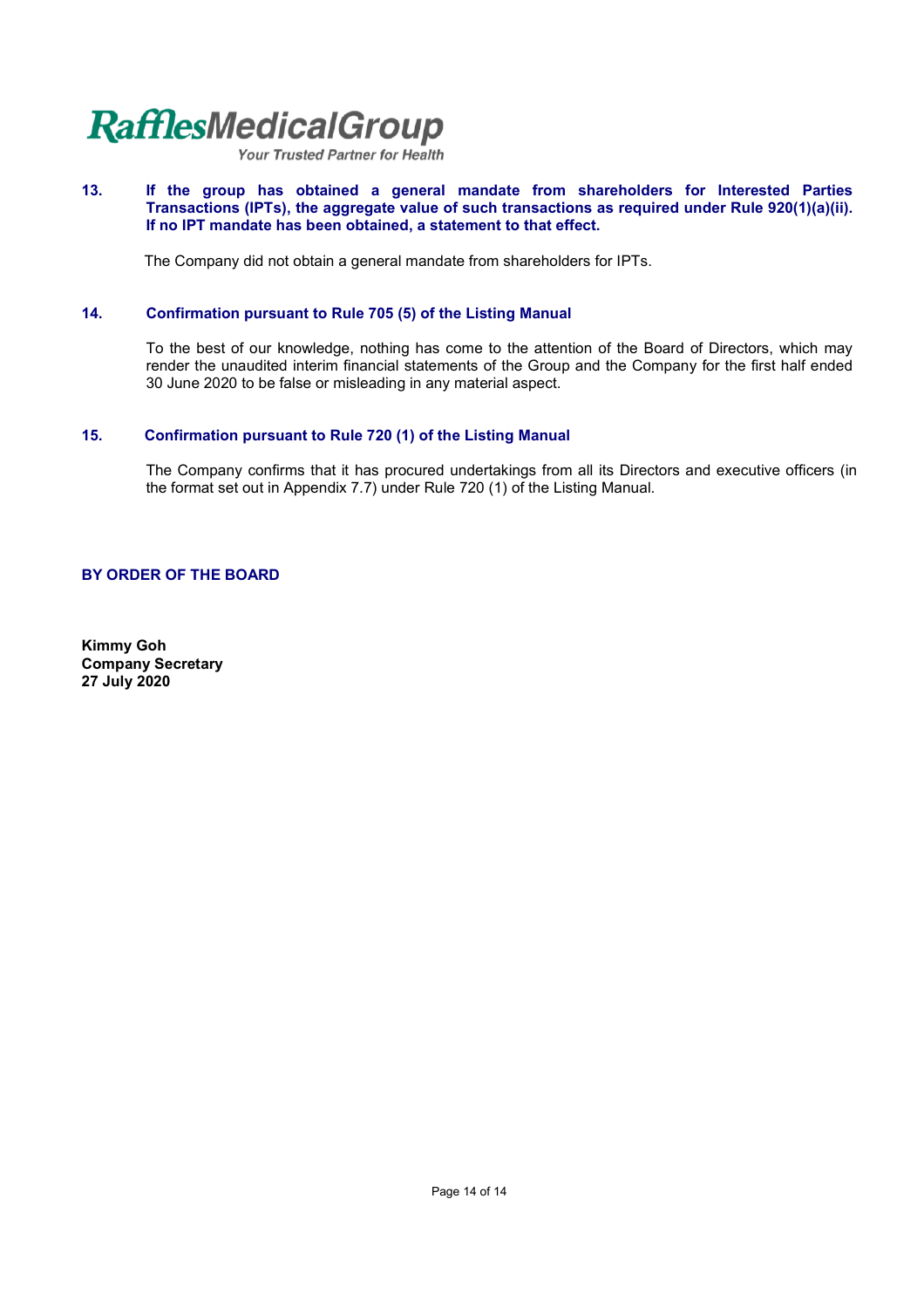**13. If the group has obtained a general mandate from shareholders for Interested Parties Transactions (IPTs), the aggregate value of such transactions as required under Rule 920(1)(a)(ii). If no IPT mandate has been obtained, a statement to that effect.**

The Company did not obtain a general mandate from shareholders for IPTs.

**14. Confirmation pursuant to Rule 705 (5) of the Listing Manual**

To the best of our knowledge, nothing has come to the attention of the Board of Directors, which may render the unaudited interim financial statements of the Group and the Company for the first half ended 30 June 2020 to be false or misleading in any material aspect.

**15. Confirmation pursuant to Rule 720 (1) of the Listing Manual**

The Company confirms that it has procured undertakings from all its Directors and executive officers (in the format set out in Appendix 7.7) under Rule 720 (1) of the Listing Manual.

**BY ORDER OF THE BOARD**

**Kimmy Goh**
**Company Secretary**
**27 July 2020**